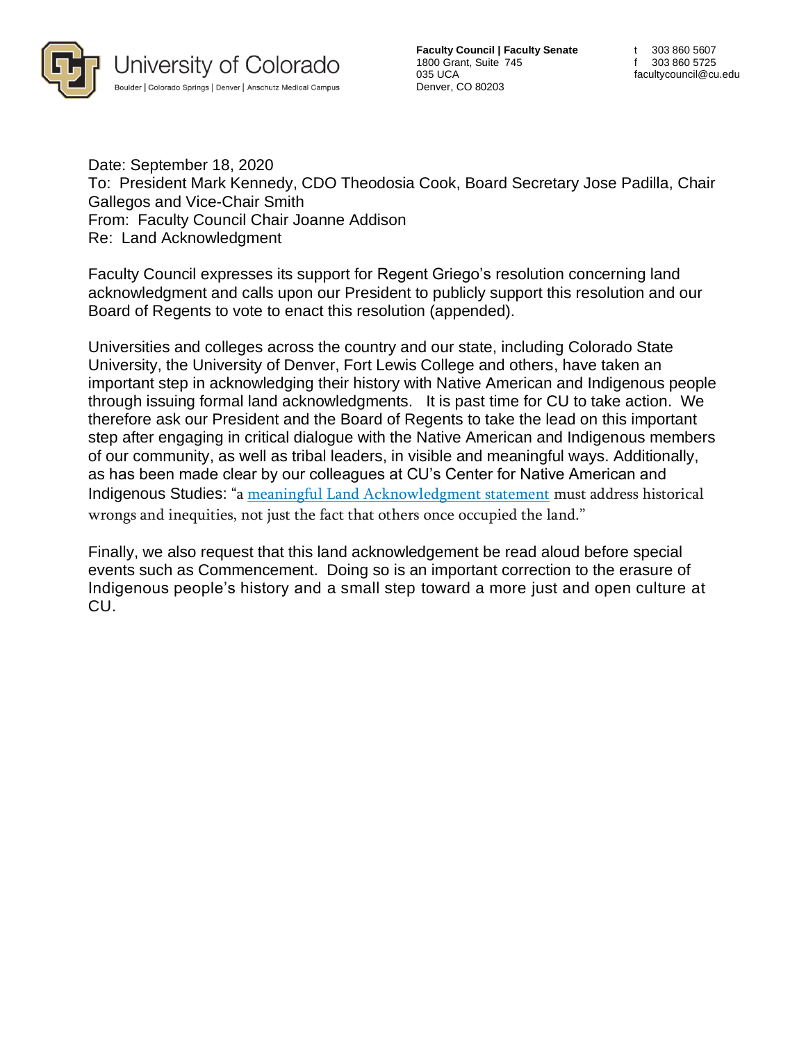University of Colorado
Boulder | Colorado Springs | Denver | Anschutz Medical Campus

**Faculty Council | Faculty Senate**
1800 Grant, Suite 745
035 UCA
Denver, CO 80203

t 303 860 5607
f 303 860 5725
facultycouncil@cu.edu

Date: September 18, 2020
To: President Mark Kennedy, CDO Theodosia Cook, Board Secretary Jose Padilla, Chair Gallegos and Vice-Chair Smith
From: Faculty Council Chair Joanne Addison
Re: Land Acknowledgment

Faculty Council expresses its support for Regent Griego's resolution concerning land acknowledgment and calls upon our President to publicly support this resolution and our Board of Regents to vote to enact this resolution (appended).

Universities and colleges across the country and our state, including Colorado State University, the University of Denver, Fort Lewis College and others, have taken an important step in acknowledging their history with Native American and Indigenous people through issuing formal land acknowledgments. It is past time for CU to take action. We therefore ask our President and the Board of Regents to take the lead on this important step after engaging in critical dialogue with the Native American and Indigenous members of our community, as well as tribal leaders, in visible and meaningful ways. Additionally, as has been made clear by our colleagues at CU's Center for Native American and Indigenous Studies: "a meaningful Land Acknowledgment statement must address historical wrongs and inequities, not just the fact that others once occupied the land."

Finally, we also request that this land acknowledgement be read aloud before special events such as Commencement. Doing so is an important correction to the erasure of Indigenous people's history and a small step toward a more just and open culture at CU.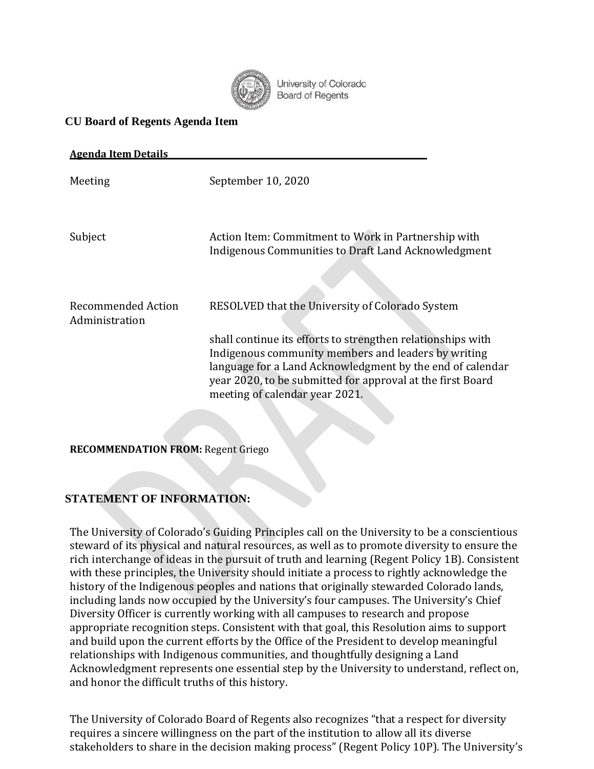University of Colorado Board of Regents

**CU Board of Regents Agenda Item**

**Agenda Item Details**

| | |
|---|---|
| Meeting | September 10, 2020 |
| Subject | Action Item: Commitment to Work in Partnership with Indigenous Communities to Draft Land Acknowledgment |
| Recommended Action Administration | RESOLVED that the University of Colorado System<br><br>shall continue its efforts to strengthen relationships with Indigenous community members and leaders by writing language for a Land Acknowledgment by the end of calendar year 2020, to be submitted for approval at the first Board meeting of calendar year 2021. |

**RECOMMENDATION FROM:** Regent Griego

**STATEMENT OF INFORMATION:**

The University of Colorado's Guiding Principles call on the University to be a conscientious steward of its physical and natural resources, as well as to promote diversity to ensure the rich interchange of ideas in the pursuit of truth and learning (Regent Policy 1B). Consistent with these principles, the University should initiate a process to rightly acknowledge the history of the Indigenous peoples and nations that originally stewarded Colorado lands, including lands now occupied by the University's four campuses. The University's Chief Diversity Officer is currently working with all campuses to research and propose appropriate recognition steps. Consistent with that goal, this Resolution aims to support and build upon the current efforts by the Office of the President to develop meaningful relationships with Indigenous communities, and thoughtfully designing a Land Acknowledgment represents one essential step by the University to understand, reflect on, and honor the difficult truths of this history.

The University of Colorado Board of Regents also recognizes "that a respect for diversity requires a sincere willingness on the part of the institution to allow all its diverse stakeholders to share in the decision making process" (Regent Policy 10P). The University's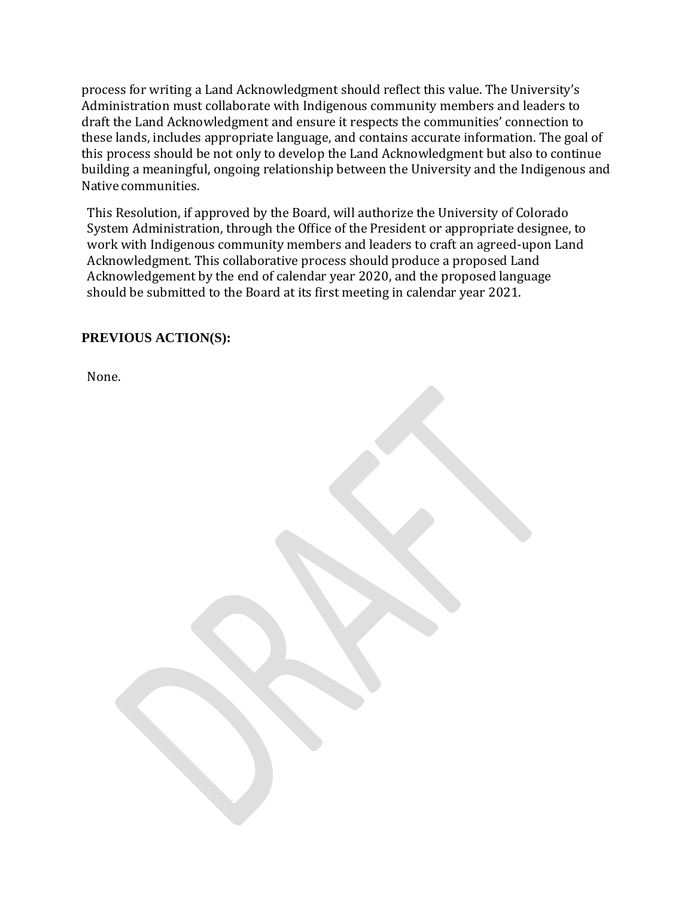process for writing a Land Acknowledgment should reflect this value. The University's Administration must collaborate with Indigenous community members and leaders to draft the Land Acknowledgment and ensure it respects the communities' connection to these lands, includes appropriate language, and contains accurate information. The goal of this process should be not only to develop the Land Acknowledgment but also to continue building a meaningful, ongoing relationship between the University and the Indigenous and Native communities.

This Resolution, if approved by the Board, will authorize the University of Colorado System Administration, through the Office of the President or appropriate designee, to work with Indigenous community members and leaders to craft an agreed-upon Land Acknowledgment. This collaborative process should produce a proposed Land Acknowledgement by the end of calendar year 2020, and the proposed language should be submitted to the Board at its first meeting in calendar year 2021.

**PREVIOUS ACTION(S):**

None.